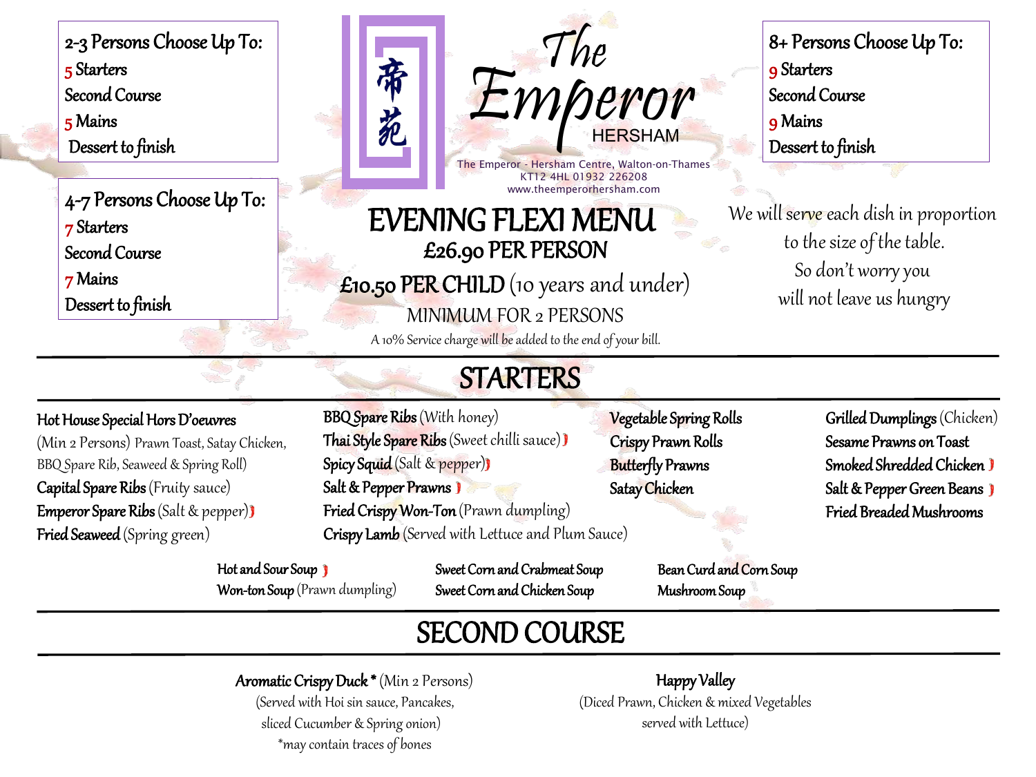2-3 Persons Choose Up To:
5 Starters
Second Course
5 Mains
Dessert to finish

4-7 Persons Choose Up To:
7 Starters
Second Course
7 Mains
Dessert to finish

帝苑

# The Emperor HERSHAM

The Emperor - Hersham Centre, Walton-on-Thames
KT12 4HL 01932 226208
www.theemperorhersham.com

8+ Persons Choose Up To:
9 Starters
Second Course
9 Mains
Dessert to finish

## EVENING FLEXI MENU

**£26.90 PER PERSON**

**£10.50 PER CHILD** (10 years and under)

MINIMUM FOR 2 PERSONS

A 10% Service charge will be added to the end of your bill.

We will serve each dish in proportion to the size of the table. So don't worry you will not leave us hungry

## STARTERS

**Hot House Special Hors D'oeuvres** (Min 2 Persons) Prawn Toast, Satay Chicken, BBQ Spare Rib, Seaweed & Spring Roll)
**Capital Spare Ribs** (Fruity sauce)
**Emperor Spare Ribs** (Salt & pepper)
**Fried Seaweed** (Spring green)

**BBQ Spare Ribs** (With honey)
**Thai Style Spare Ribs** (Sweet chilli sauce)
**Spicy Squid** (Salt & pepper)
**Salt & Pepper Prawns**
**Fried Crispy Won-Ton** (Prawn dumpling)
**Crispy Lamb** (Served with Lettuce and Plum Sauce)

**Vegetable Spring Rolls**
**Crispy Prawn Rolls**
**Butterfly Prawns**
**Satay Chicken**

**Grilled Dumplings** (Chicken)
**Sesame Prawns on Toast**
**Smoked Shredded Chicken**
**Salt & Pepper Green Beans**
**Fried Breaded Mushrooms**

**Hot and Sour Soup**
**Won-ton Soup** (Prawn dumpling)
**Sweet Corn and Crabmeat Soup**
**Sweet Corn and Chicken Soup**
**Bean Curd and Corn Soup**
**Mushroom Soup**

## SECOND COURSE

**Aromatic Crispy Duck *** (Min 2 Persons)
(Served with Hoi sin sauce, Pancakes, sliced Cucumber & Spring onion)
*may contain traces of bones

**Happy Valley**
(Diced Prawn, Chicken & mixed Vegetables served with Lettuce)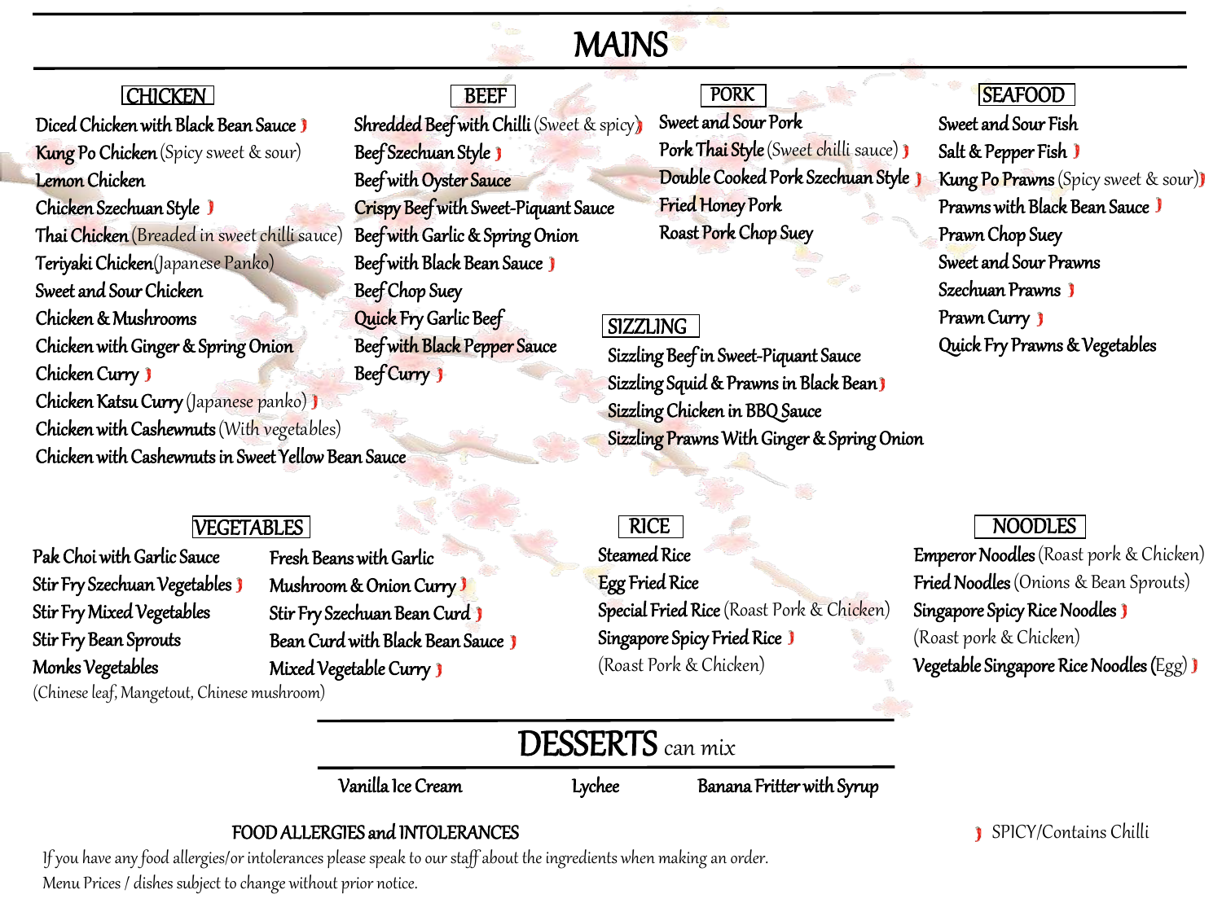# MAINS

## CHICKEN

- Diced Chicken with Black Bean Sauce 🌶
- Kung Po Chicken (Spicy sweet & sour)
- Lemon Chicken
- Chicken Szechuan Style 🌶
- Thai Chicken (Breaded in sweet chilli sauce)
- Teriyaki Chicken(Japanese Panko)
- Sweet and Sour Chicken
- Chicken & Mushrooms
- Chicken with Ginger & Spring Onion
- Chicken Curry 🌶
- Chicken Katsu Curry (Japanese panko) 🌶
- Chicken with Cashewnuts (With vegetables)
- Chicken with Cashewnuts in Sweet Yellow Bean Sauce

## BEEF

- Shredded Beef with Chilli (Sweet & spicy) 🌶
- Beef Szechuan Style 🌶
- Beef with Oyster Sauce
- Crispy Beef with Sweet-Piquant Sauce
- Beef with Garlic & Spring Onion
- Beef with Black Bean Sauce 🌶
- Beef Chop Suey
- Quick Fry Garlic Beef
- Beef with Black Pepper Sauce
- Beef Curry 🌶

## PORK

- Sweet and Sour Pork
- Pork Thai Style (Sweet chilli sauce) 🌶
- Double Cooked Pork Szechuan Style 🌶
- Fried Honey Pork
- Roast Pork Chop Suey

## SIZZLING

- Sizzling Beef in Sweet-Piquant Sauce
- Sizzling Squid & Prawns in Black Bean 🌶
- Sizzling Chicken in BBQ Sauce
- Sizzling Prawns With Ginger & Spring Onion

## SEAFOOD

- Sweet and Sour Fish
- Salt & Pepper Fish 🌶
- Kung Po Prawns (Spicy sweet & sour) 🌶
- Prawns with Black Bean Sauce 🌶
- Prawn Chop Suey
- Sweet and Sour Prawns
- Szechuan Prawns 🌶
- Prawn Curry 🌶
- Quick Fry Prawns & Vegetables

## VEGETABLES

- Pak Choi with Garlic Sauce
- Stir Fry Szechuan Vegetables 🌶
- Stir Fry Mixed Vegetables
- Stir Fry Bean Sprouts
- Monks Vegetables (Chinese leaf, Mangetout, Chinese mushroom)
- Fresh Beans with Garlic
- Mushroom & Onion Curry 🌶
- Stir Fry Szechuan Bean Curd 🌶
- Bean Curd with Black Bean Sauce 🌶
- Mixed Vegetable Curry 🌶

## RICE

- Steamed Rice
- Egg Fried Rice
- Special Fried Rice (Roast Pork & Chicken)
- Singapore Spicy Fried Rice 🌶 (Roast Pork & Chicken)

## NOODLES

- Emperor Noodles (Roast pork & Chicken)
- Fried Noodles (Onions & Bean Sprouts)
- Singapore Spicy Rice Noodles 🌶 (Roast pork & Chicken)
- Vegetable Singapore Rice Noodles (Egg) 🌶

# DESSERTS can mix

- Vanilla Ice Cream
- Lychee
- Banana Fritter with Syrup

**FOOD ALLERGIES and INTOLERANCES**

If you have any food allergies/or intolerances please speak to our staff about the ingredients when making an order.

Menu Prices / dishes subject to change without prior notice.

🌶 SPICY/Contains Chilli